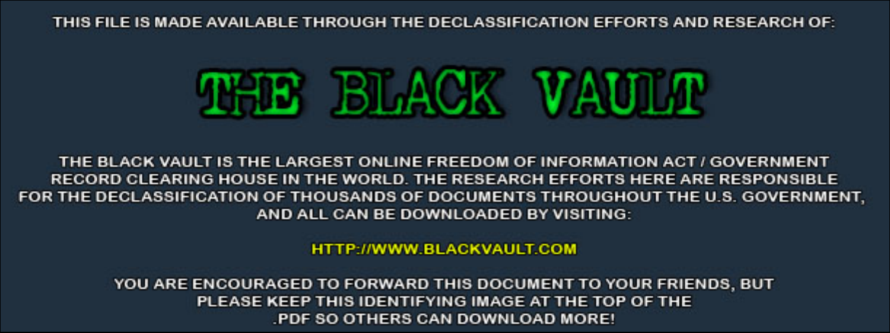THIS FILE IS MADE AVAILABLE THROUGH THE DECLASSIFICATION EFFORTS AND RESEARCH OF:

# THE BLACK VAULT

THE BLACK VAULT IS THE LARGEST ONLINE FREEDOM OF INFORMATION ACT / GOVERNMENT RECORD CLEARING HOUSE IN THE WORLD. THE RESEARCH EFFORTS HERE ARE RESPONSIBLE FOR THE DECLASSIFICATION OF THOUSANDS OF DOCUMENTS THROUGHOUT THE U.S. GOVERNMENT, AND ALL CAN BE DOWNLOADED BY VISITING:

HTTP://WWW.BLACKVAULT.COM

YOU ARE ENCOURAGED TO FORWARD THIS DOCUMENT TO YOUR FRIENDS, BUT PLEASE KEEP THIS IDENTIFYING IMAGE AT THE TOP OF THE .PDF SO OTHERS CAN DOWNLOAD MORE!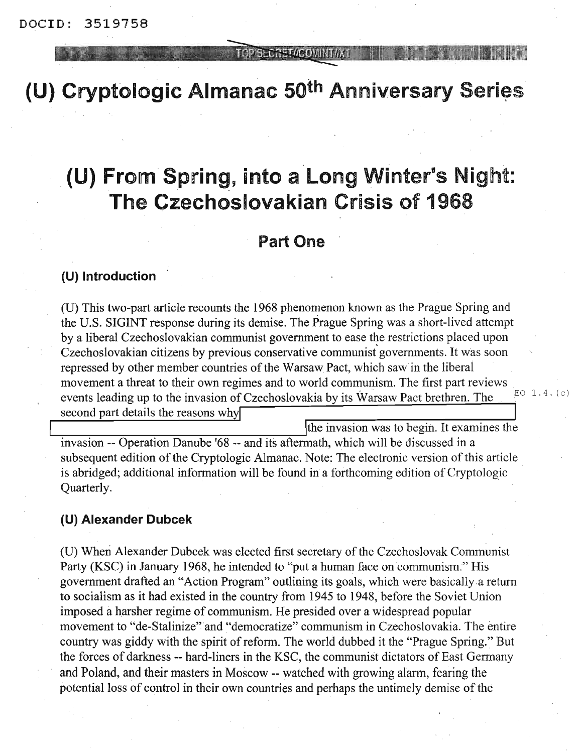# (U) Cryptologic Almanac 50th Anniversary Series

## (U) From Spring, into a Long Winter's Night: The Czechoslovakian Crisis of 1968

### Part One

#### (U) Introduction

(U) This two-part article recounts the 1968 phenomenon known as the Prague Spring and the U.S. SIGINT response during its demise. The Prague Spring was a short-lived attempt by a liberal Czechoslovakian communist government to ease the restrictions placed upon Czechoslovakian citizens by previous conservative communist governments. It was soon repressed by other member countries of the Warsaw Pact, which saw in the liberal movement a threat to their own regimes and to world communism. The first part reviews events leading up to the invasion of Czechoslovakia by its Warsaw Pact brethren. The second part details the reasons why [REDACTED] the invasion was to begin. It examines the invasion -- Operation Danube '68 -- and its aftermath, which will be discussed in a subsequent edition of the Cryptologic Almanac. Note: The electronic version of this article is abridged; additional information will be found in a forthcoming edition of Cryptologic Quarterly.

EO 1.4.(c)

#### (U) Alexander Dubcek

(U) When Alexander Dubcek was elected first secretary of the Czechoslovak Communist Party (KSC) in January 1968, he intended to "put a human face on communism." His government drafted an "Action Program" outlining its goals, which were basically a return to socialism as it had existed in the country from 1945 to 1948, before the Soviet Union imposed a harsher regime of communism. He presided over a widespread popular movement to "de-Stalinize" and "democratize" communism in Czechoslovakia. The entire country was giddy with the spirit of reform. The world dubbed it the "Prague Spring." But the forces of darkness -- hard-liners in the KSC, the communist dictators of East Germany and Poland, and their masters in Moscow -- watched with growing alarm, fearing the potential loss of control in their own countries and perhaps the untimely demise of the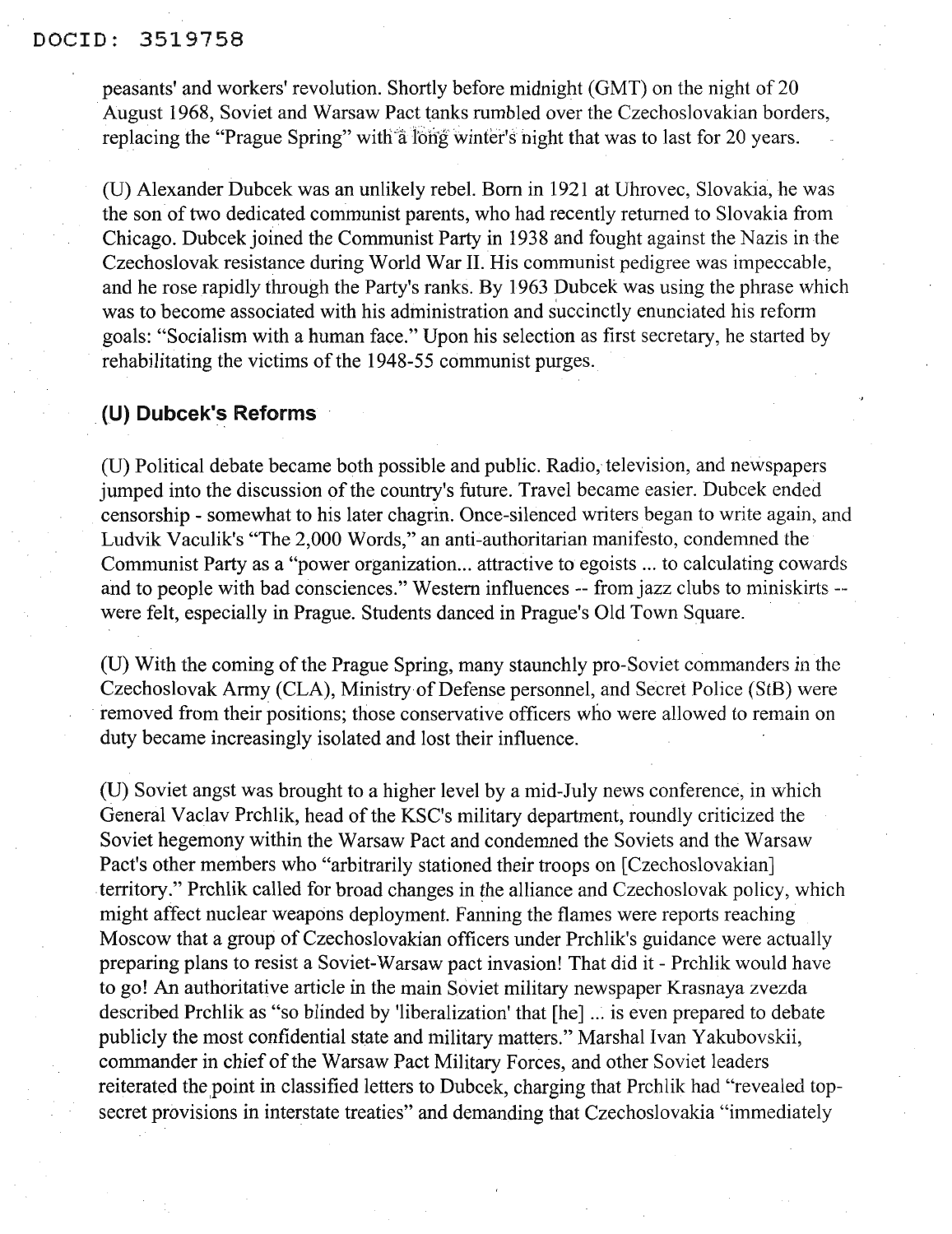peasants' and workers' revolution. Shortly before midnight (GMT) on the night of 20 August 1968, Soviet and Warsaw Pact tanks rumbled over the Czechoslovakian borders, replacing the "Prague Spring" with a long winter's night that was to last for 20 years.

(U) Alexander Dubcek was an unlikely rebel. Born in 1921 at Uhrovec, Slovakia, he was the son of two dedicated communist parents, who had recently returned to Slovakia from Chicago. Dubcek joined the Communist Party in 1938 and fought against the Nazis in the Czechoslovak resistance during World War II. His communist pedigree was impeccable, and he rose rapidly through the Party's ranks. By 1963 Dubcek was using the phrase which was to become associated with his administration and succinctly enunciated his reform goals: "Socialism with a human face." Upon his selection as first secretary, he started by rehabilitating the victims of the 1948-55 communist purges.

## (U) Dubcek's Reforms

(U) Political debate became both possible and public. Radio, television, and newspapers jumped into the discussion of the country's future. Travel became easier. Dubcek ended censorship - somewhat to his later chagrin. Once-silenced writers began to write again, and Ludvik Vaculik's "The 2,000 Words," an anti-authoritarian manifesto, condemned the Communist Party as a "power organization... attractive to egoists ... to calculating cowards and to people with bad consciences." Western influences -- from jazz clubs to miniskirts -- were felt, especially in Prague. Students danced in Prague's Old Town Square.

(U) With the coming of the Prague Spring, many staunchly pro-Soviet commanders in the Czechoslovak Army (CLA), Ministry of Defense personnel, and Secret Police (StB) were removed from their positions; those conservative officers who were allowed to remain on duty became increasingly isolated and lost their influence.

(U) Soviet angst was brought to a higher level by a mid-July news conference, in which General Vaclav Prchlik, head of the KSC's military department, roundly criticized the Soviet hegemony within the Warsaw Pact and condemned the Soviets and the Warsaw Pact's other members who "arbitrarily stationed their troops on [Czechoslovakian] territory." Prchlik called for broad changes in the alliance and Czechoslovak policy, which might affect nuclear weapons deployment. Fanning the flames were reports reaching Moscow that a group of Czechoslovakian officers under Prchlik's guidance were actually preparing plans to resist a Soviet-Warsaw pact invasion! That did it - Prchlik would have to go! An authoritative article in the main Soviet military newspaper Krasnaya zvezda described Prchlik as "so blinded by 'liberalization' that [he] ... is even prepared to debate publicly the most confidential state and military matters." Marshal Ivan Yakubovskii, commander in chief of the Warsaw Pact Military Forces, and other Soviet leaders reiterated the point in classified letters to Dubcek, charging that Prchlik had "revealed top-secret provisions in interstate treaties" and demanding that Czechoslovakia "immediately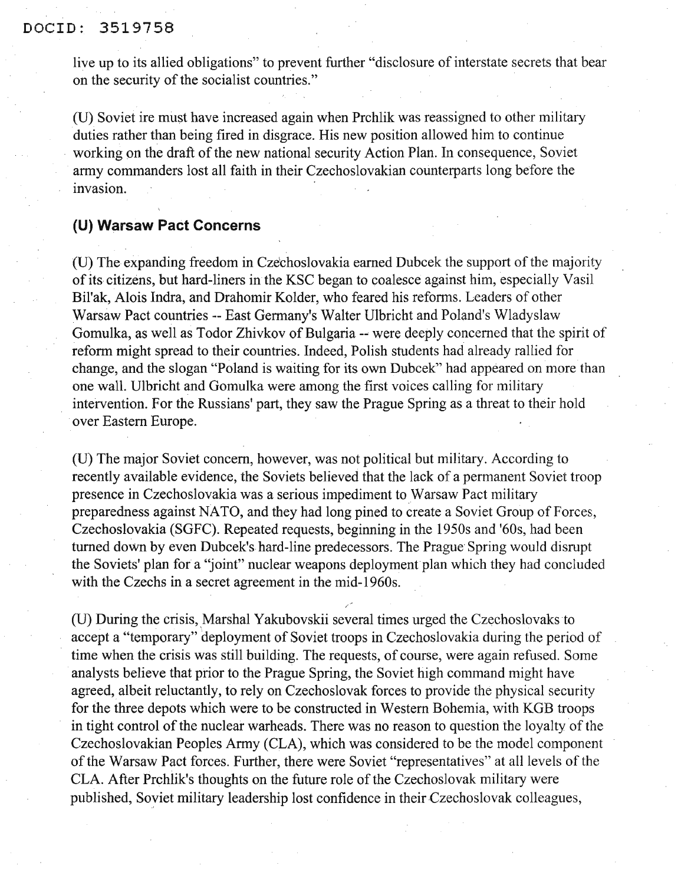live up to its allied obligations" to prevent further "disclosure of interstate secrets that bear on the security of the socialist countries."

(U) Soviet ire must have increased again when Prchlik was reassigned to other military duties rather than being fired in disgrace. His new position allowed him to continue working on the draft of the new national security Action Plan. In consequence, Soviet army commanders lost all faith in their Czechoslovakian counterparts long before the invasion.

## (U) Warsaw Pact Concerns

(U) The expanding freedom in Czechoslovakia earned Dubcek the support of the majority of its citizens, but hard-liners in the KSC began to coalesce against him, especially Vasil Bil'ak, Alois Indra, and Drahomir Kolder, who feared his reforms. Leaders of other Warsaw Pact countries -- East Germany's Walter Ulbricht and Poland's Wladyslaw Gomulka, as well as Todor Zhivkov of Bulgaria -- were deeply concerned that the spirit of reform might spread to their countries. Indeed, Polish students had already rallied for change, and the slogan "Poland is waiting for its own Dubcek" had appeared on more than one wall. Ulbricht and Gomulka were among the first voices calling for military intervention. For the Russians' part, they saw the Prague Spring as a threat to their hold over Eastern Europe.

(U) The major Soviet concern, however, was not political but military. According to recently available evidence, the Soviets believed that the lack of a permanent Soviet troop presence in Czechoslovakia was a serious impediment to Warsaw Pact military preparedness against NATO, and they had long pined to create a Soviet Group of Forces, Czechoslovakia (SGFC). Repeated requests, beginning in the 1950s and '60s, had been turned down by even Dubcek's hard-line predecessors. The Prague Spring would disrupt the Soviets' plan for a "joint" nuclear weapons deployment plan which they had concluded with the Czechs in a secret agreement in the mid-1960s.

(U) During the crisis, Marshal Yakubovskii several times urged the Czechoslovaks to accept a "temporary" deployment of Soviet troops in Czechoslovakia during the period of time when the crisis was still building. The requests, of course, were again refused. Some analysts believe that prior to the Prague Spring, the Soviet high command might have agreed, albeit reluctantly, to rely on Czechoslovak forces to provide the physical security for the three depots which were to be constructed in Western Bohemia, with KGB troops in tight control of the nuclear warheads. There was no reason to question the loyalty of the Czechoslovakian Peoples Army (CLA), which was considered to be the model component of the Warsaw Pact forces. Further, there were Soviet "representatives" at all levels of the CLA. After Prchlik's thoughts on the future role of the Czechoslovak military were published, Soviet military leadership lost confidence in their Czechoslovak colleagues,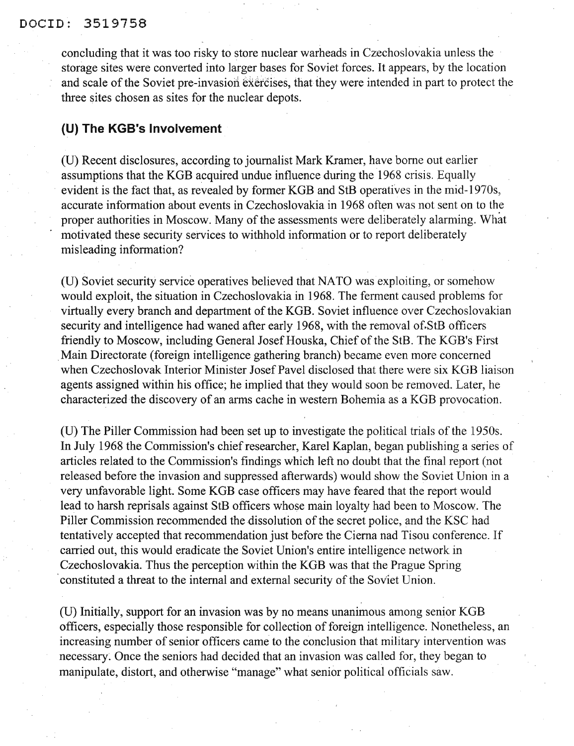concluding that it was too risky to store nuclear warheads in Czechoslovakia unless the storage sites were converted into larger bases for Soviet forces. It appears, by the location and scale of the Soviet pre-invasion exercises, that they were intended in part to protect the three sites chosen as sites for the nuclear depots.

## (U) The KGB's Involvement

(U) Recent disclosures, according to journalist Mark Kramer, have borne out earlier assumptions that the KGB acquired undue influence during the 1968 crisis. Equally evident is the fact that, as revealed by former KGB and StB operatives in the mid-1970s, accurate information about events in Czechoslovakia in 1968 often was not sent on to the proper authorities in Moscow. Many of the assessments were deliberately alarming. What motivated these security services to withhold information or to report deliberately misleading information?

(U) Soviet security service operatives believed that NATO was exploiting, or somehow would exploit, the situation in Czechoslovakia in 1968. The ferment caused problems for virtually every branch and department of the KGB. Soviet influence over Czechoslovakian security and intelligence had waned after early 1968, with the removal of StB officers friendly to Moscow, including General Josef Houska, Chief of the StB. The KGB's First Main Directorate (foreign intelligence gathering branch) became even more concerned when Czechoslovak Interior Minister Josef Pavel disclosed that there were six KGB liaison agents assigned within his office; he implied that they would soon be removed. Later, he characterized the discovery of an arms cache in western Bohemia as a KGB provocation.

(U) The Piller Commission had been set up to investigate the political trials of the 1950s. In July 1968 the Commission's chief researcher, Karel Kaplan, began publishing a series of articles related to the Commission's findings which left no doubt that the final report (not released before the invasion and suppressed afterwards) would show the Soviet Union in a very unfavorable light. Some KGB case officers may have feared that the report would lead to harsh reprisals against StB officers whose main loyalty had been to Moscow. The Piller Commission recommended the dissolution of the secret police, and the KSC had tentatively accepted that recommendation just before the Cierna nad Tisou conference. If carried out, this would eradicate the Soviet Union's entire intelligence network in Czechoslovakia. Thus the perception within the KGB was that the Prague Spring constituted a threat to the internal and external security of the Soviet Union.

(U) Initially, support for an invasion was by no means unanimous among senior KGB officers, especially those responsible for collection of foreign intelligence. Nonetheless, an increasing number of senior officers came to the conclusion that military intervention was necessary. Once the seniors had decided that an invasion was called for, they began to manipulate, distort, and otherwise "manage" what senior political officials saw.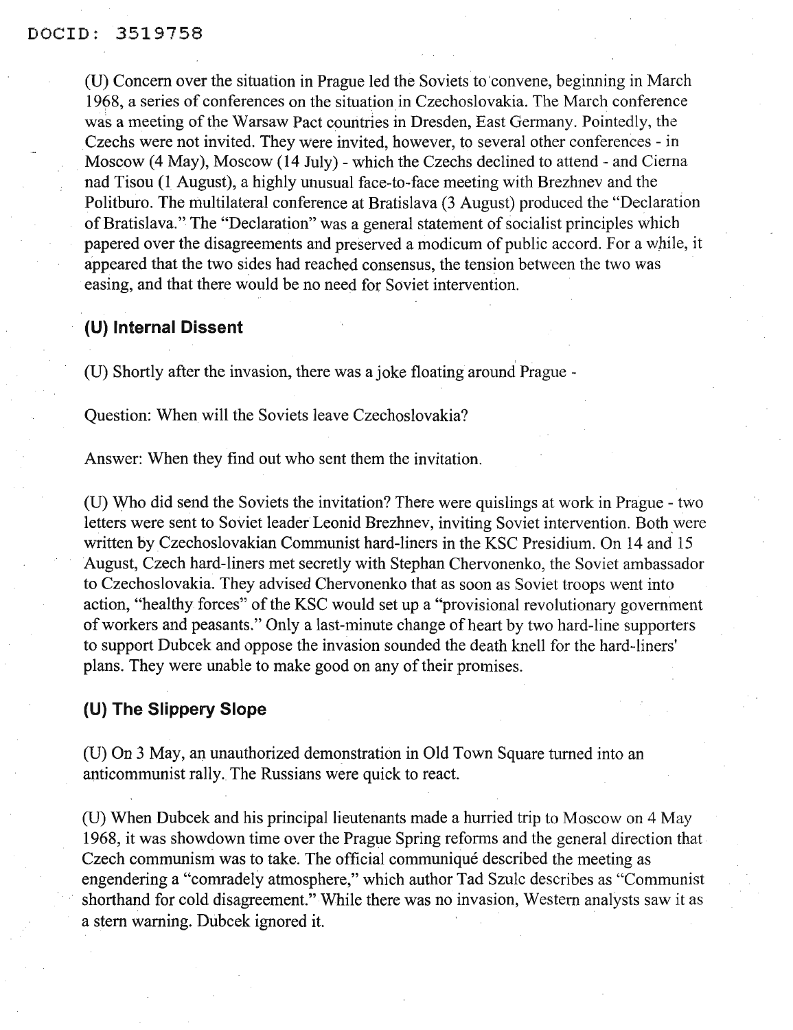(U) Concern over the situation in Prague led the Soviets to convene, beginning in March 1968, a series of conferences on the situation in Czechoslovakia. The March conference was a meeting of the Warsaw Pact countries in Dresden, East Germany. Pointedly, the Czechs were not invited. They were invited, however, to several other conferences - in Moscow (4 May), Moscow (14 July) - which the Czechs declined to attend - and Cierna nad Tisou (1 August), a highly unusual face-to-face meeting with Brezhnev and the Politburo. The multilateral conference at Bratislava (3 August) produced the "Declaration of Bratislava." The "Declaration" was a general statement of socialist principles which papered over the disagreements and preserved a modicum of public accord. For a while, it appeared that the two sides had reached consensus, the tension between the two was easing, and that there would be no need for Soviet intervention.

### (U) Internal Dissent

(U) Shortly after the invasion, there was a joke floating around Prague -

Question: When will the Soviets leave Czechoslovakia?

Answer: When they find out who sent them the invitation.

(U) Who did send the Soviets the invitation? There were quislings at work in Prague - two letters were sent to Soviet leader Leonid Brezhnev, inviting Soviet intervention. Both were written by Czechoslovakian Communist hard-liners in the KSC Presidium. On 14 and 15 August, Czech hard-liners met secretly with Stephan Chervonenko, the Soviet ambassador to Czechoslovakia. They advised Chervonenko that as soon as Soviet troops went into action, "healthy forces" of the KSC would set up a "provisional revolutionary government of workers and peasants." Only a last-minute change of heart by two hard-line supporters to support Dubcek and oppose the invasion sounded the death knell for the hard-liners' plans. They were unable to make good on any of their promises.

### (U) The Slippery Slope

(U) On 3 May, an unauthorized demonstration in Old Town Square turned into an anticommunist rally. The Russians were quick to react.

(U) When Dubcek and his principal lieutenants made a hurried trip to Moscow on 4 May 1968, it was showdown time over the Prague Spring reforms and the general direction that Czech communism was to take. The official communiqué described the meeting as engendering a "comradely atmosphere," which author Tad Szulc describes as "Communist shorthand for cold disagreement." While there was no invasion, Western analysts saw it as a stern warning. Dubcek ignored it.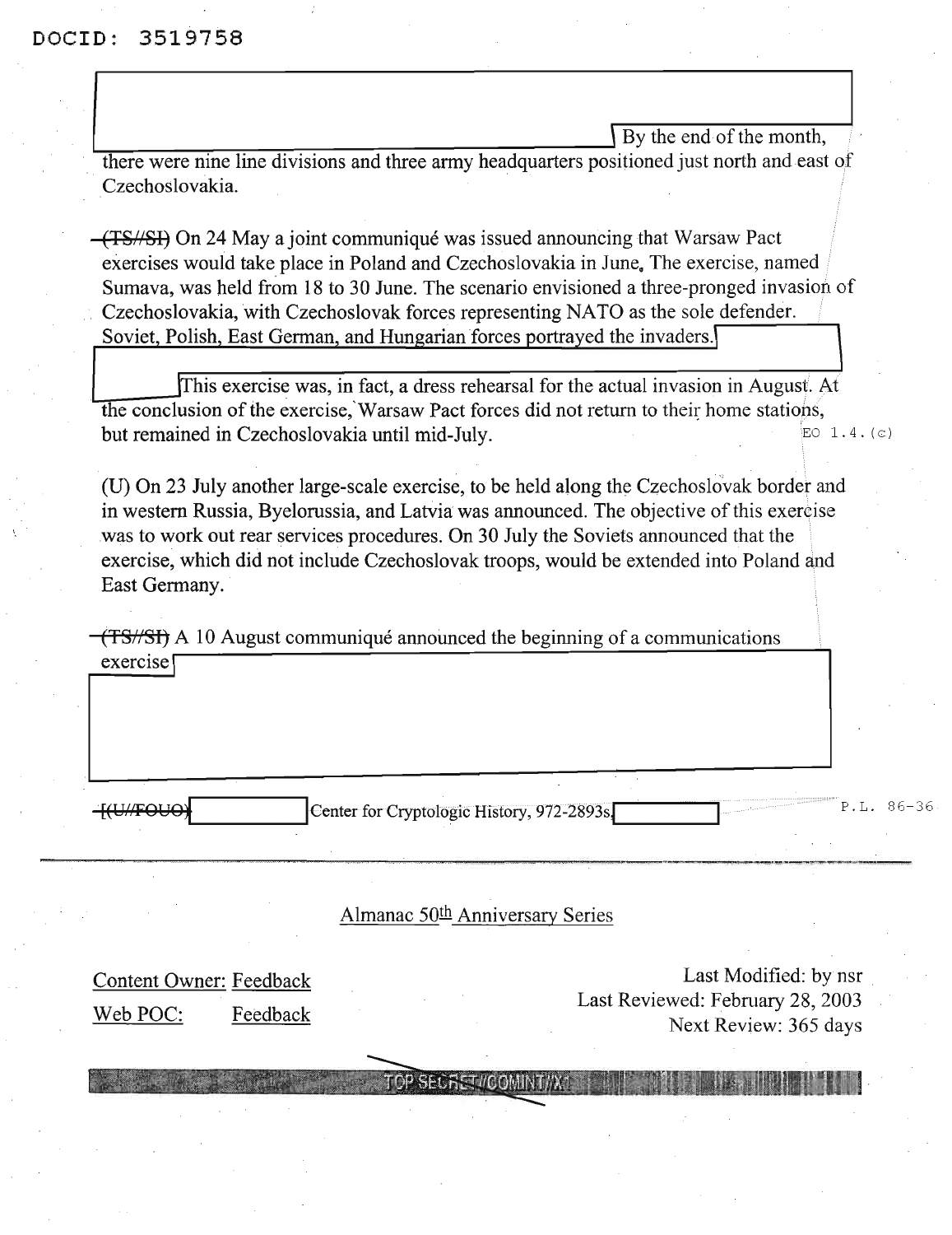By the end of the month, there were nine line divisions and three army headquarters positioned just north and east of Czechoslovakia.

~~(TS//SI)~~ On 24 May a joint communiqué was issued announcing that Warsaw Pact exercises would take place in Poland and Czechoslovakia in June. The exercise, named Sumava, was held from 18 to 30 June. The scenario envisioned a three-pronged invasion of Czechoslovakia, with Czechoslovak forces representing NATO as the sole defender. Soviet, Polish, East German, and Hungarian forces portrayed the invaders.

This exercise was, in fact, a dress rehearsal for the actual invasion in August. At the conclusion of the exercise, Warsaw Pact forces did not return to their home stations, but remained in Czechoslovakia until mid-July.

EO 1.4.(c)

(U) On 23 July another large-scale exercise, to be held along the Czechoslovak border and in western Russia, Byelorussia, and Latvia was announced. The objective of this exercise was to work out rear services procedures. On 30 July the Soviets announced that the exercise, which did not include Czechoslovak troops, would be extended into Poland and East Germany.

~~(TS//SI)~~ A 10 August communiqué announced the beginning of a communications exercise

~~[(U//FOUO)~~ Center for Cryptologic History, 972-2893s

P.L. 86-36

---

Almanac 50th Anniversary Series

Content Owner: Feedback

Web POC: Feedback

Last Modified: by nsr

Last Reviewed: February 28, 2003

Next Review: 365 days

~~TOP SECRET//COMINT//X1~~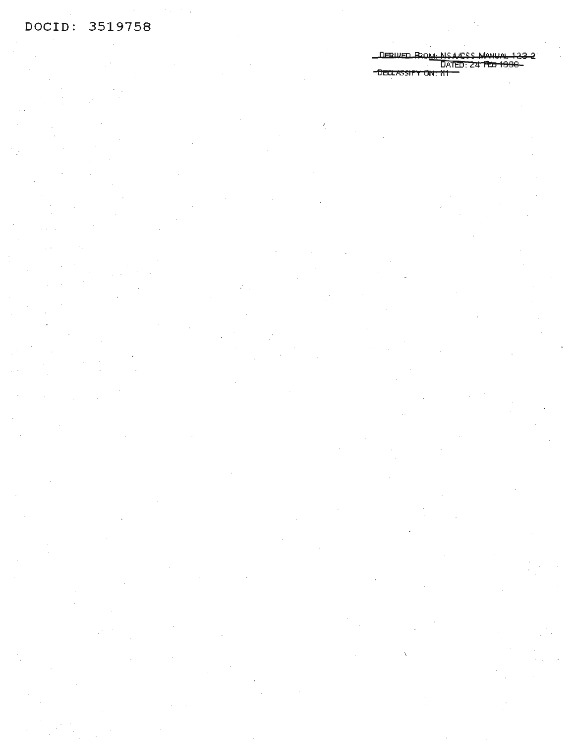DOCID: 3519758

~~DERIVED FROM: NSA/CSS MANUAL 123-2~~
~~DATED: 24 FEB 1998~~
~~DECLASSIFY ON: X1~~